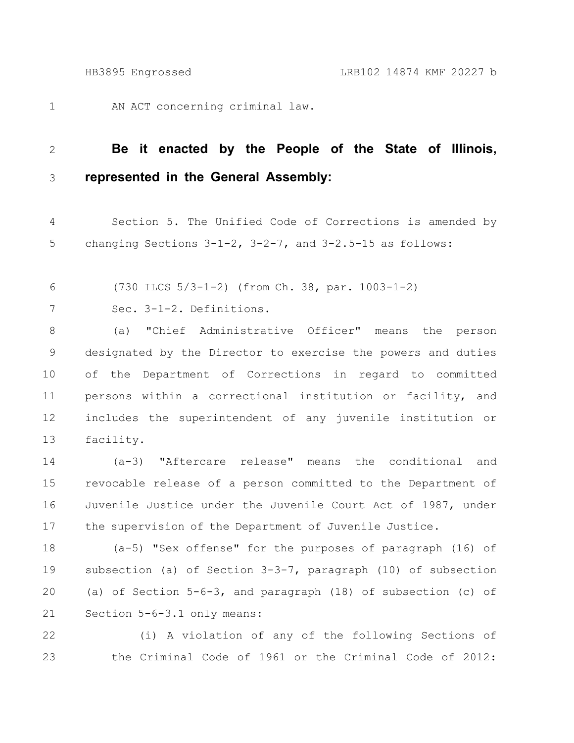AN ACT concerning criminal law.

**Be it enacted by the People of the State of Illinois, represented in the General Assembly:**

Section 5. The Unified Code of Corrections is amended by changing Sections 3-1-2, 3-2-7, and 3-2.5-15 as follows:

(730 ILCS 5/3-1-2) (from Ch. 38, par. 1003-1-2)

Sec. 3-1-2. Definitions.

(a) "Chief Administrative Officer" means the person designated by the Director to exercise the powers and duties of the Department of Corrections in regard to committed persons within a correctional institution or facility, and includes the superintendent of any juvenile institution or facility.

(a-3) "Aftercare release" means the conditional and revocable release of a person committed to the Department of Juvenile Justice under the Juvenile Court Act of 1987, under the supervision of the Department of Juvenile Justice.

(a-5) "Sex offense" for the purposes of paragraph (16) of subsection (a) of Section 3-3-7, paragraph (10) of subsection (a) of Section 5-6-3, and paragraph (18) of subsection (c) of Section 5-6-3.1 only means:

(i) A violation of any of the following Sections of the Criminal Code of 1961 or the Criminal Code of 2012: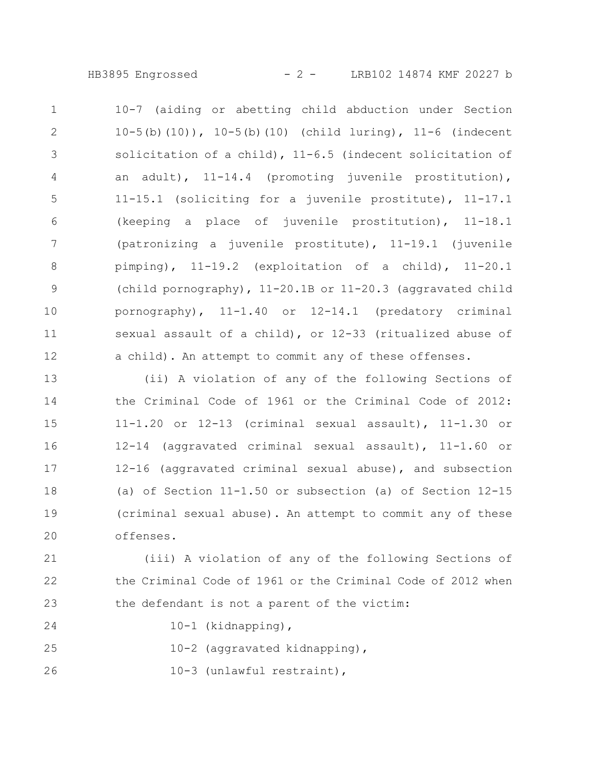10-7 (aiding or abetting child abduction under Section 10-5(b)(10)), 10-5(b)(10) (child luring), 11-6 (indecent solicitation of a child), 11-6.5 (indecent solicitation of an adult), 11-14.4 (promoting juvenile prostitution), 11-15.1 (soliciting for a juvenile prostitute), 11-17.1 (keeping a place of juvenile prostitution), 11-18.1 (patronizing a juvenile prostitute), 11-19.1 (juvenile pimping), 11-19.2 (exploitation of a child), 11-20.1 (child pornography), 11-20.1B or 11-20.3 (aggravated child pornography), 11-1.40 or 12-14.1 (predatory criminal sexual assault of a child), or 12-33 (ritualized abuse of a child). An attempt to commit any of these offenses.

(ii) A violation of any of the following Sections of the Criminal Code of 1961 or the Criminal Code of 2012: 11-1.20 or 12-13 (criminal sexual assault), 11-1.30 or 12-14 (aggravated criminal sexual assault), 11-1.60 or 12-16 (aggravated criminal sexual abuse), and subsection (a) of Section 11-1.50 or subsection (a) of Section 12-15 (criminal sexual abuse). An attempt to commit any of these offenses.

(iii) A violation of any of the following Sections of the Criminal Code of 1961 or the Criminal Code of 2012 when the defendant is not a parent of the victim:

10-1 (kidnapping),

10-2 (aggravated kidnapping),

10-3 (unlawful restraint),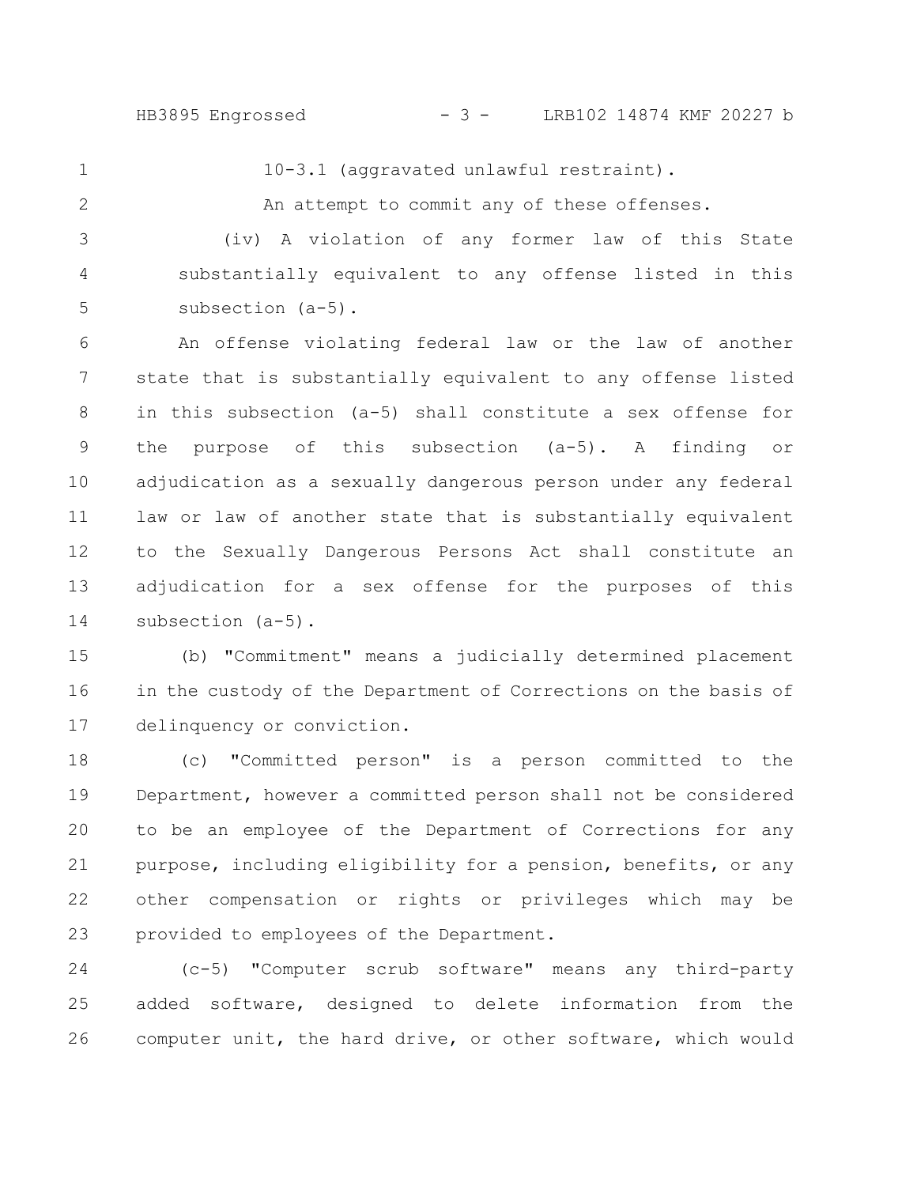10-3.1 (aggravated unlawful restraint).

An attempt to commit any of these offenses.

(iv) A violation of any former law of this State substantially equivalent to any offense listed in this subsection (a-5).

An offense violating federal law or the law of another state that is substantially equivalent to any offense listed in this subsection (a-5) shall constitute a sex offense for the purpose of this subsection (a-5). A finding or adjudication as a sexually dangerous person under any federal law or law of another state that is substantially equivalent to the Sexually Dangerous Persons Act shall constitute an adjudication for a sex offense for the purposes of this subsection (a-5).

(b) "Commitment" means a judicially determined placement in the custody of the Department of Corrections on the basis of delinquency or conviction.

(c) "Committed person" is a person committed to the Department, however a committed person shall not be considered to be an employee of the Department of Corrections for any purpose, including eligibility for a pension, benefits, or any other compensation or rights or privileges which may be provided to employees of the Department.

(c-5) "Computer scrub software" means any third-party added software, designed to delete information from the computer unit, the hard drive, or other software, which would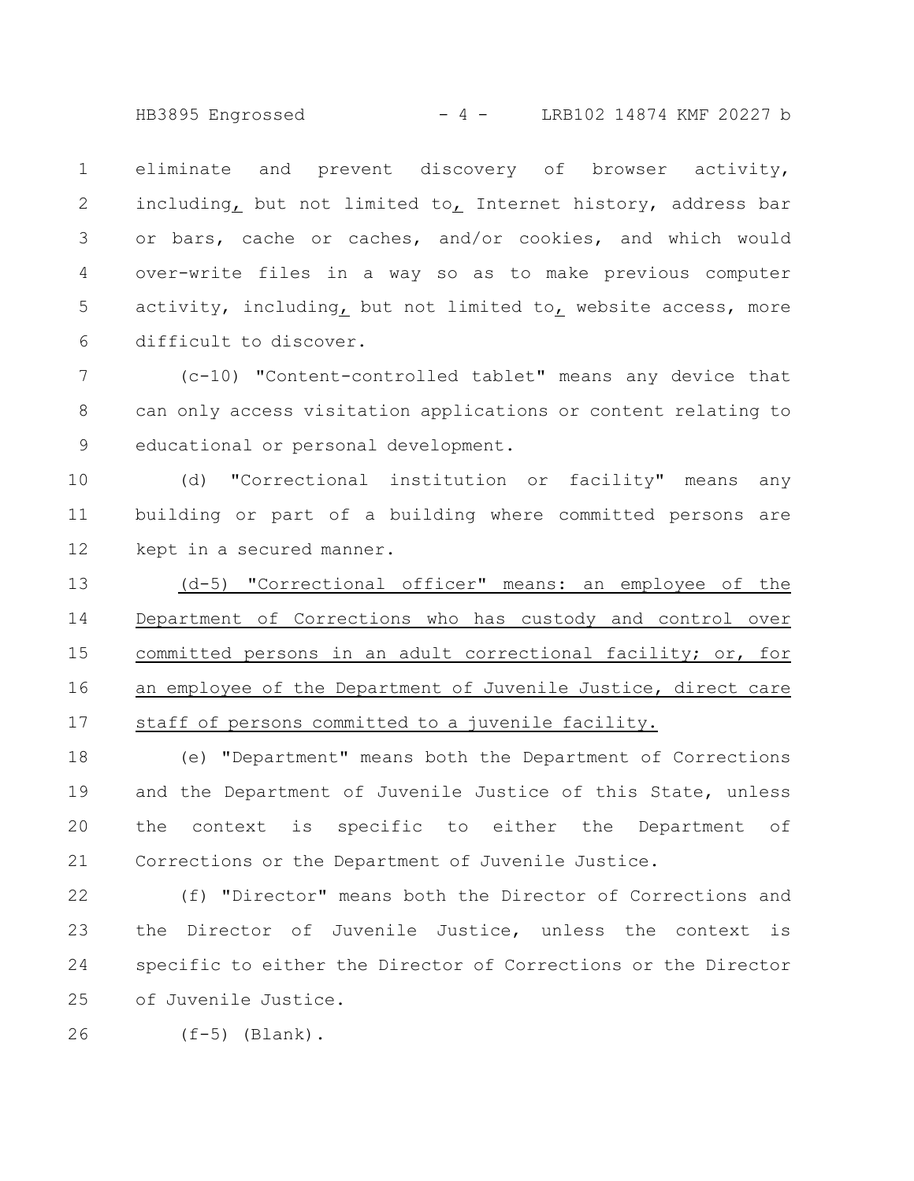eliminate and prevent discovery of browser activity, including, but not limited to, Internet history, address bar or bars, cache or caches, and/or cookies, and which would over-write files in a way so as to make previous computer activity, including, but not limited to, website access, more difficult to discover.

(c-10) "Content-controlled tablet" means any device that can only access visitation applications or content relating to educational or personal development.

(d) "Correctional institution or facility" means any building or part of a building where committed persons are kept in a secured manner.

(d-5) "Correctional officer" means: an employee of the Department of Corrections who has custody and control over committed persons in an adult correctional facility; or, for an employee of the Department of Juvenile Justice, direct care staff of persons committed to a juvenile facility.

(e) "Department" means both the Department of Corrections and the Department of Juvenile Justice of this State, unless the context is specific to either the Department of Corrections or the Department of Juvenile Justice.

(f) "Director" means both the Director of Corrections and the Director of Juvenile Justice, unless the context is specific to either the Director of Corrections or the Director of Juvenile Justice.

(f-5) (Blank).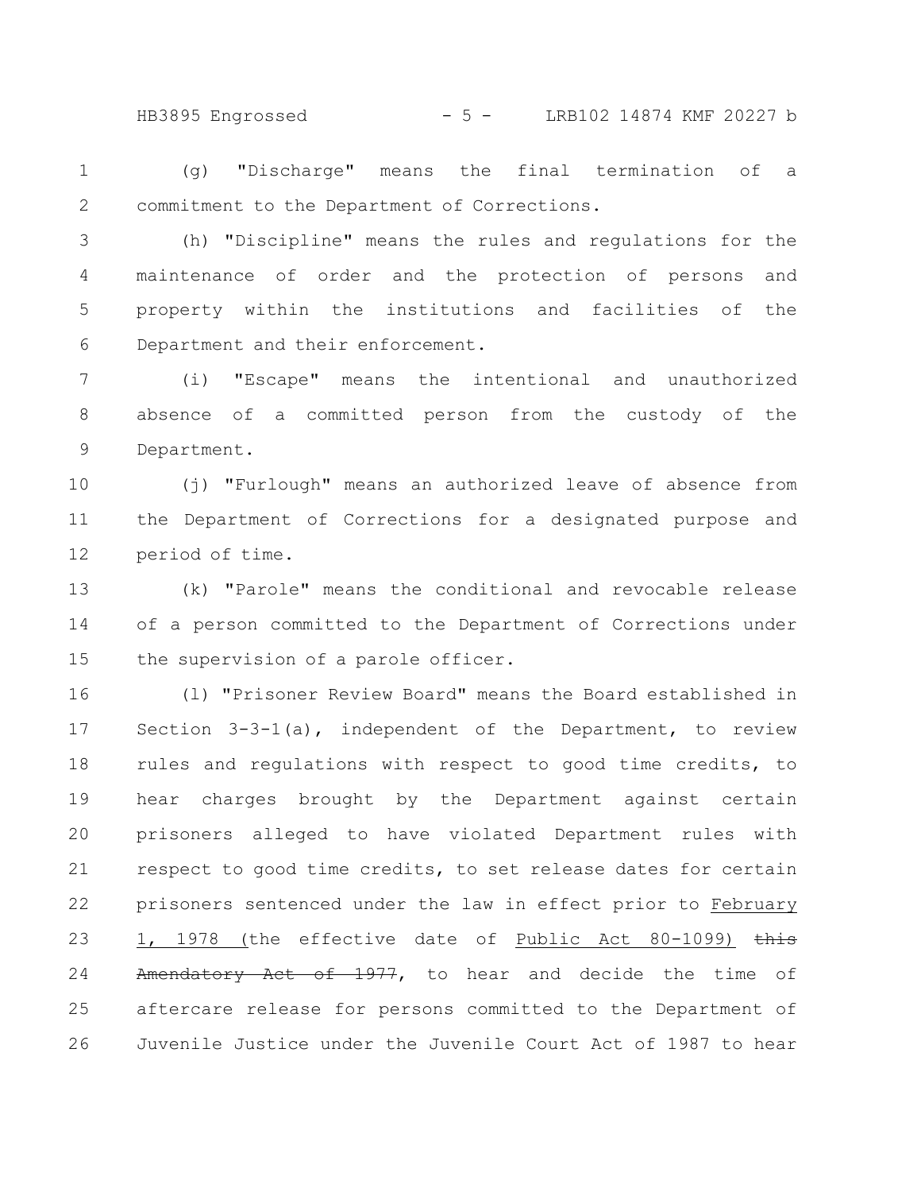(g) "Discharge" means the final termination of a commitment to the Department of Corrections.

(h) "Discipline" means the rules and regulations for the maintenance of order and the protection of persons and property within the institutions and facilities of the Department and their enforcement.

(i) "Escape" means the intentional and unauthorized absence of a committed person from the custody of the Department.

(j) "Furlough" means an authorized leave of absence from the Department of Corrections for a designated purpose and period of time.

(k) "Parole" means the conditional and revocable release of a person committed to the Department of Corrections under the supervision of a parole officer.

(l) "Prisoner Review Board" means the Board established in Section 3-3-1(a), independent of the Department, to review rules and regulations with respect to good time credits, to hear charges brought by the Department against certain prisoners alleged to have violated Department rules with respect to good time credits, to set release dates for certain prisoners sentenced under the law in effect prior to <u>February 1, 1978 (</u>the effective date of <u>Public Act 80-1099)</u> ~~this Amendatory Act of 1977~~, to hear and decide the time of aftercare release for persons committed to the Department of Juvenile Justice under the Juvenile Court Act of 1987 to hear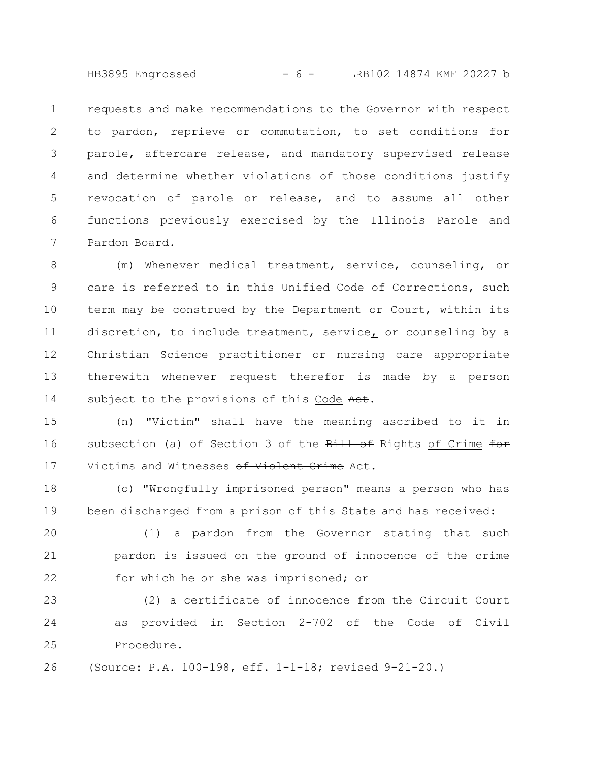requests and make recommendations to the Governor with respect to pardon, reprieve or commutation, to set conditions for parole, aftercare release, and mandatory supervised release and determine whether violations of those conditions justify revocation of parole or release, and to assume all other functions previously exercised by the Illinois Parole and Pardon Board.

(m) Whenever medical treatment, service, counseling, or care is referred to in this Unified Code of Corrections, such term may be construed by the Department or Court, within its discretion, to include treatment, service, or counseling by a Christian Science practitioner or nursing care appropriate therewith whenever request therefor is made by a person subject to the provisions of this Code ~~Act~~.

(n) "Victim" shall have the meaning ascribed to it in subsection (a) of Section 3 of the ~~Bill of~~ Rights of Crime ~~for~~ Victims and Witnesses ~~of Violent Crime~~ Act.

(o) "Wrongfully imprisoned person" means a person who has been discharged from a prison of this State and has received:

(1) a pardon from the Governor stating that such pardon is issued on the ground of innocence of the crime for which he or she was imprisoned; or

(2) a certificate of innocence from the Circuit Court as provided in Section 2-702 of the Code of Civil Procedure.

(Source: P.A. 100-198, eff. 1-1-18; revised 9-21-20.)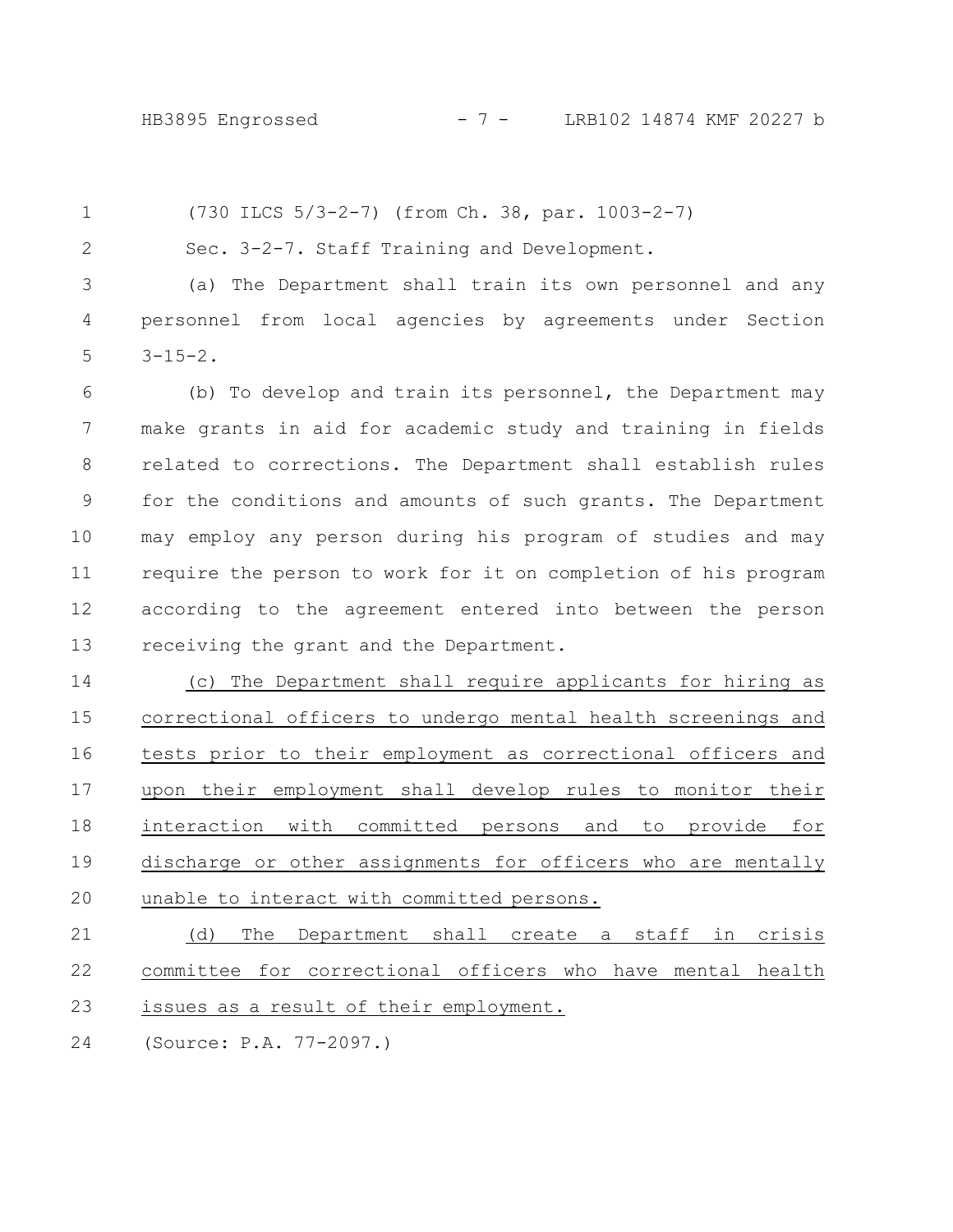(730 ILCS 5/3-2-7) (from Ch. 38, par. 1003-2-7)

Sec. 3-2-7. Staff Training and Development.

(a) The Department shall train its own personnel and any personnel from local agencies by agreements under Section 3-15-2.

(b) To develop and train its personnel, the Department may make grants in aid for academic study and training in fields related to corrections. The Department shall establish rules for the conditions and amounts of such grants. The Department may employ any person during his program of studies and may require the person to work for it on completion of his program according to the agreement entered into between the person receiving the grant and the Department.

(c) The Department shall require applicants for hiring as correctional officers to undergo mental health screenings and tests prior to their employment as correctional officers and upon their employment shall develop rules to monitor their interaction with committed persons and to provide for discharge or other assignments for officers who are mentally unable to interact with committed persons.

(d) The Department shall create a staff in crisis committee for correctional officers who have mental health issues as a result of their employment.

(Source: P.A. 77-2097.)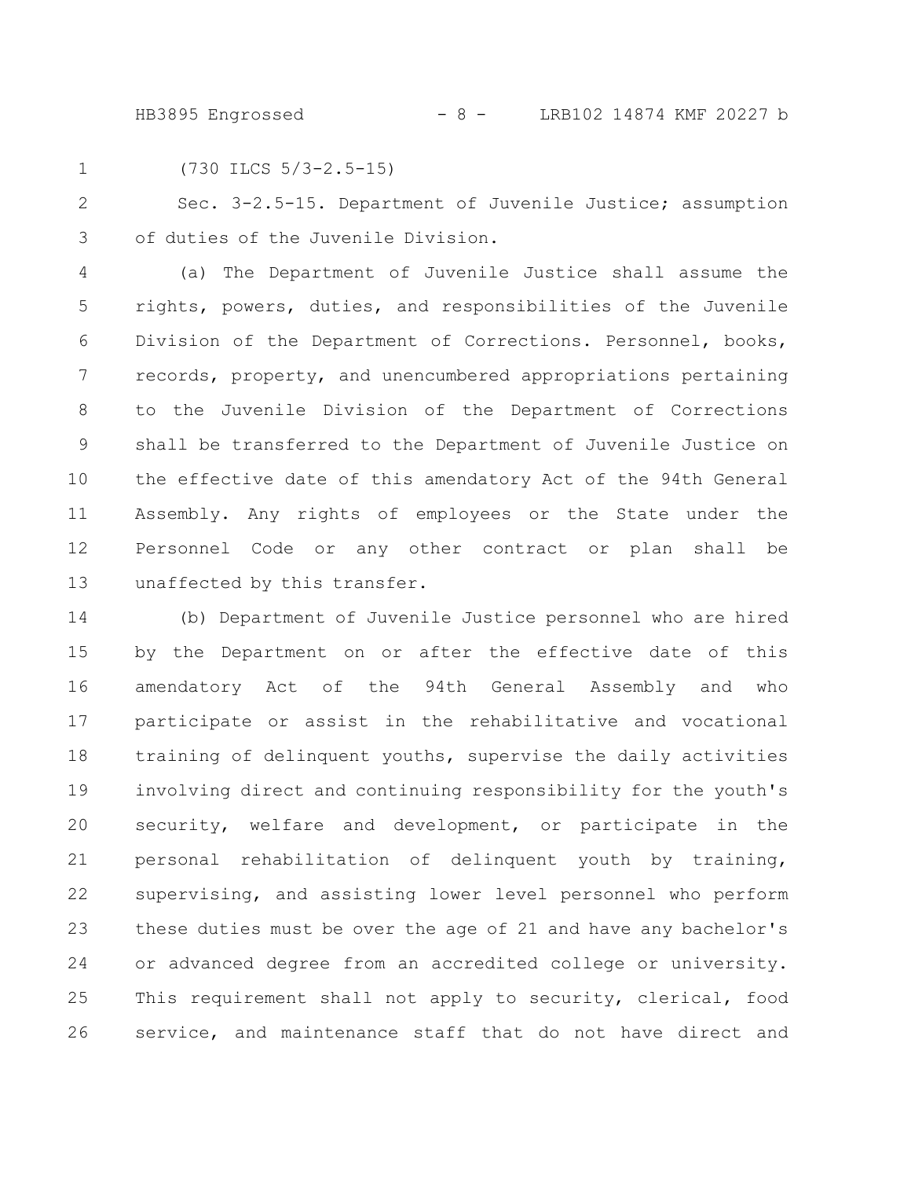(730 ILCS 5/3-2.5-15)

Sec. 3-2.5-15. Department of Juvenile Justice; assumption of duties of the Juvenile Division.

(a) The Department of Juvenile Justice shall assume the rights, powers, duties, and responsibilities of the Juvenile Division of the Department of Corrections. Personnel, books, records, property, and unencumbered appropriations pertaining to the Juvenile Division of the Department of Corrections shall be transferred to the Department of Juvenile Justice on the effective date of this amendatory Act of the 94th General Assembly. Any rights of employees or the State under the Personnel Code or any other contract or plan shall be unaffected by this transfer.

(b) Department of Juvenile Justice personnel who are hired by the Department on or after the effective date of this amendatory Act of the 94th General Assembly and who participate or assist in the rehabilitative and vocational training of delinquent youths, supervise the daily activities involving direct and continuing responsibility for the youth's security, welfare and development, or participate in the personal rehabilitation of delinquent youth by training, supervising, and assisting lower level personnel who perform these duties must be over the age of 21 and have any bachelor's or advanced degree from an accredited college or university. This requirement shall not apply to security, clerical, food service, and maintenance staff that do not have direct and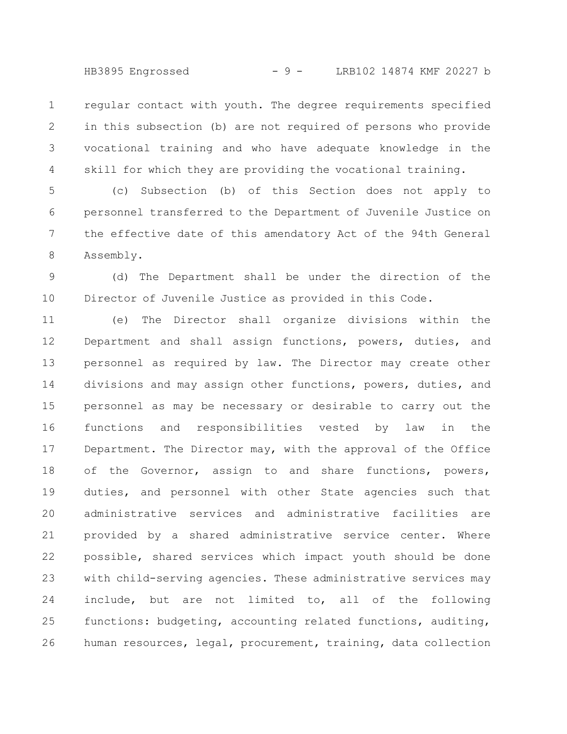regular contact with youth. The degree requirements specified in this subsection (b) are not required of persons who provide vocational training and who have adequate knowledge in the skill for which they are providing the vocational training.

(c) Subsection (b) of this Section does not apply to personnel transferred to the Department of Juvenile Justice on the effective date of this amendatory Act of the 94th General Assembly.

(d) The Department shall be under the direction of the Director of Juvenile Justice as provided in this Code.

(e) The Director shall organize divisions within the Department and shall assign functions, powers, duties, and personnel as required by law. The Director may create other divisions and may assign other functions, powers, duties, and personnel as may be necessary or desirable to carry out the functions and responsibilities vested by law in the Department. The Director may, with the approval of the Office of the Governor, assign to and share functions, powers, duties, and personnel with other State agencies such that administrative services and administrative facilities are provided by a shared administrative service center. Where possible, shared services which impact youth should be done with child-serving agencies. These administrative services may include, but are not limited to, all of the following functions: budgeting, accounting related functions, auditing, human resources, legal, procurement, training, data collection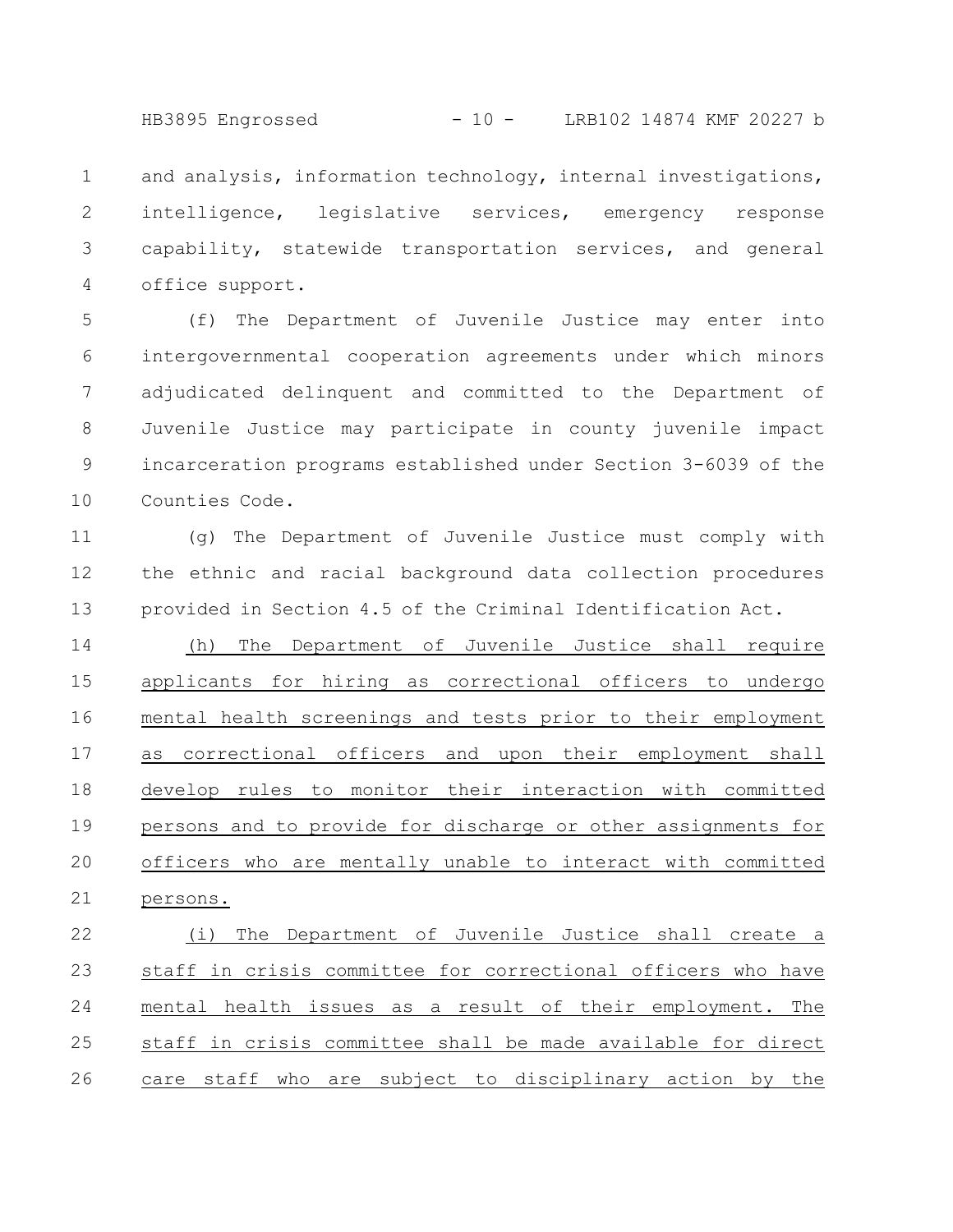and analysis, information technology, internal investigations, intelligence, legislative services, emergency response capability, statewide transportation services, and general office support.

(f) The Department of Juvenile Justice may enter into intergovernmental cooperation agreements under which minors adjudicated delinquent and committed to the Department of Juvenile Justice may participate in county juvenile impact incarceration programs established under Section 3-6039 of the Counties Code.

(g) The Department of Juvenile Justice must comply with the ethnic and racial background data collection procedures provided in Section 4.5 of the Criminal Identification Act.

(h) The Department of Juvenile Justice shall require applicants for hiring as correctional officers to undergo mental health screenings and tests prior to their employment as correctional officers and upon their employment shall develop rules to monitor their interaction with committed persons and to provide for discharge or other assignments for officers who are mentally unable to interact with committed persons.

(i) The Department of Juvenile Justice shall create a staff in crisis committee for correctional officers who have mental health issues as a result of their employment. The staff in crisis committee shall be made available for direct care staff who are subject to disciplinary action by the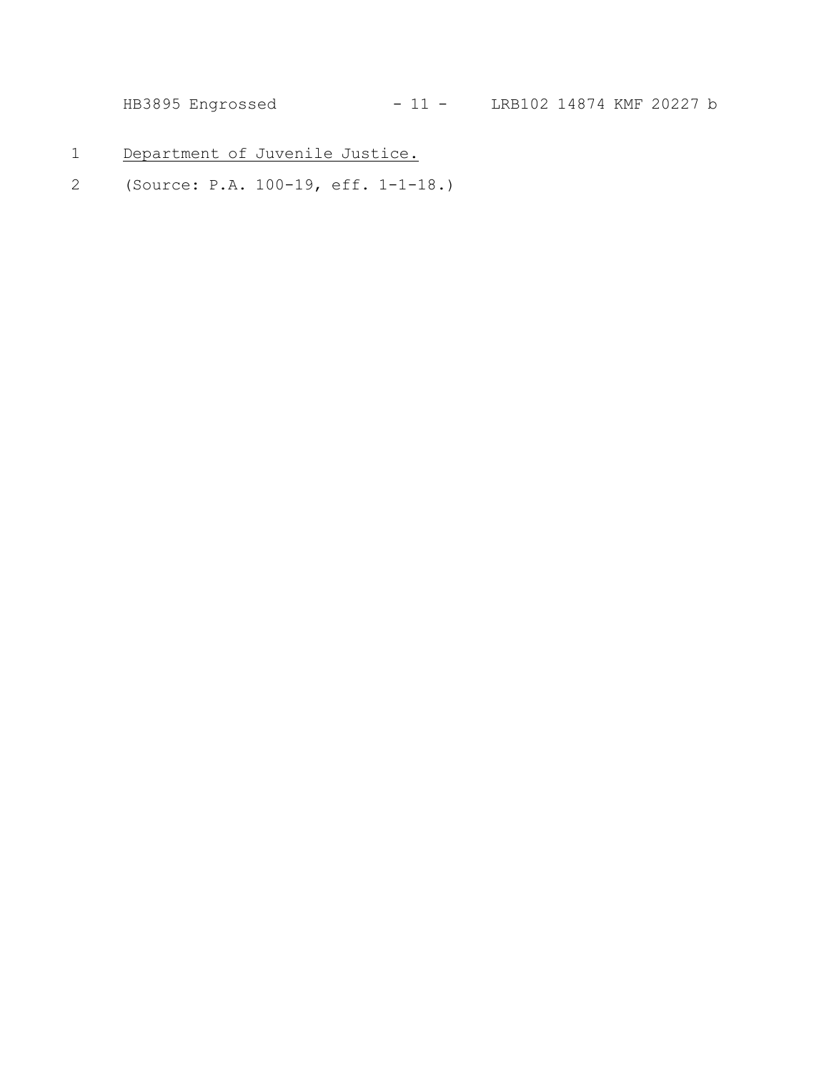<u>Department of Juvenile Justice.</u>

(Source: P.A. 100-19, eff. 1-1-18.)